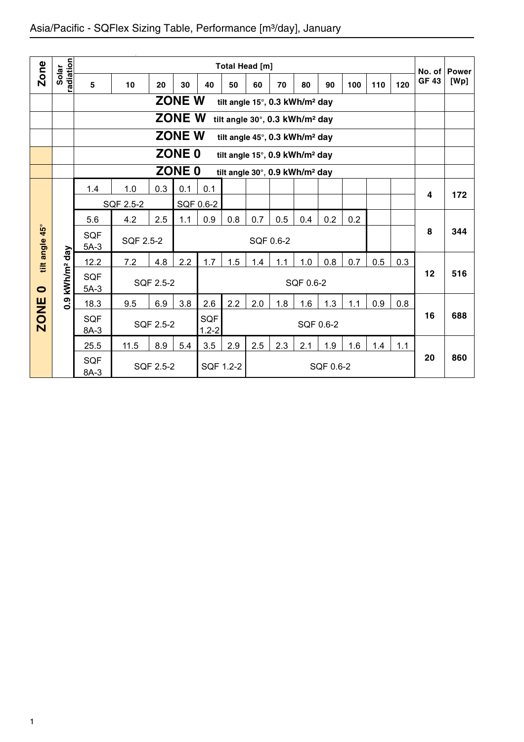# Asia/Pacific - SQFlex Sizing Table, Performance [m³/day], January

| Zone | Solar radiation | Total Head [m] 5 | 10 | 20 | 30 | 40 | 50 | 60 | 70 | 80 | 90 | 100 | 110 | 120 | No. of GF 43 | Power [Wp] |
|---|---|---|---|---|---|---|---|---|---|---|---|---|---|---|---|---|
| | | **ZONE W** tilt angle 15°, 0.3 kWh/m² day | | | | | | | | | | | | | | |
| | | **ZONE W** tilt angle 30°, 0.3 kWh/m² day | | | | | | | | | | | | | | |
| | | **ZONE W** tilt angle 45°, 0.3 kWh/m² day | | | | | | | | | | | | | | |
| | | **ZONE 0** tilt angle 15°, 0.9 kWh/m² day | | | | | | | | | | | | | | |
| | | **ZONE 0** tilt angle 30°, 0.9 kWh/m² day | | | | | | | | | | | | | | |
| **ZONE 0** tilt angle 45° | 0.9 kWh/m² day | 1.4 | 1.0 | 0.3 | 0.1 | 0.1 | | | | | | | | | **4** | **172** |
| | | SQF 2.5-2 | | | SQF 0.6-2 | | | | | | | | | | | |
| | | 5.6 | 4.2 | 2.5 | 1.1 | 0.9 | 0.8 | 0.7 | 0.5 | 0.4 | 0.2 | 0.2 | | | **8** | **344** |
| | | SQF 5A-3 | SQF 2.5-2 | | SQF 0.6-2 | | | | | | | | | | | |
| | | 12.2 | 7.2 | 4.8 | 2.2 | 1.7 | 1.5 | 1.4 | 1.1 | 1.0 | 0.8 | 0.7 | 0.5 | 0.3 | **12** | **516** |
| | | SQF 5A-3 | SQF 2.5-2 | | | SQF 0.6-2 | | | | | | | | | | |
| | | 18.3 | 9.5 | 6.9 | 3.8 | 2.6 | 2.2 | 2.0 | 1.8 | 1.6 | 1.3 | 1.1 | 0.9 | 0.8 | **16** | **688** |
| | | SQF 8A-3 | SQF 2.5-2 | | | SQF 1.2-2 | SQF 0.6-2 | | | | | | | | | |
| | | 25.5 | 11.5 | 8.9 | 5.4 | 3.5 | 2.9 | 2.5 | 2.3 | 2.1 | 1.9 | 1.6 | 1.4 | 1.1 | **20** | **860** |
| | | SQF 8A-3 | SQF 2.5-2 | | | SQF 1.2-2 | | SQF 0.6-2 | | | | | | | | |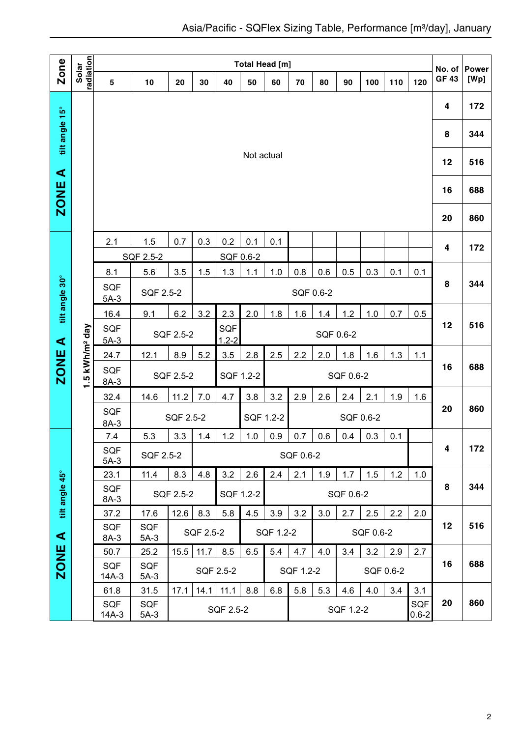# Asia/Pacific - SQFlex Sizing Table, Performance [m³/day], January

| Zone | Solar radiation | 5 | 10 | 20 | 30 | 40 | 50 | 60 | 70 | 80 | 90 | 100 | 110 | 120 | No. of GF 43 | Power [Wp] |
|---|---|---|---|---|---|---|---|---|---|---|---|---|---|---|---|---|
| | | **Total Head [m]** | | | | | | | | | | | | | | |
| ZONE A tilt angle 15° | 1.5 kWh/m² day | Not actual | | | | | | | | | | | | | 4 | 172 |
| | | | | | | | | | | | | | | | 8 | 344 |
| | | | | | | | | | | | | | | | 12 | 516 |
| | | | | | | | | | | | | | | | 16 | 688 |
| | | | | | | | | | | | | | | | 20 | 860 |
| ZONE A tilt angle 30° | | 2.1 | 1.5 | 0.7 | 0.3 | 0.2 | 0.1 | 0.1 | | | | | | | 4 | 172 |
| | | SQF 2.5-2 | | | SQF 0.6-2 | | | | | | | | | | | |
| | | 8.1 | 5.6 | 3.5 | 1.5 | 1.3 | 1.1 | 1.0 | 0.8 | 0.6 | 0.5 | 0.3 | 0.1 | 0.1 | 8 | 344 |
| | | SQF 5A-3 | SQF 2.5-2 | | SQF 0.6-2 | | | | | | | | | | | |
| | | 16.4 | 9.1 | 6.2 | 3.2 | 2.3 | 2.0 | 1.8 | 1.6 | 1.4 | 1.2 | 1.0 | 0.7 | 0.5 | 12 | 516 |
| | | SQF 5A-3 | SQF 2.5-2 | | | SQF 1.2-2 | SQF 0.6-2 | | | | | | | | | |
| | | 24.7 | 12.1 | 8.9 | 5.2 | 3.5 | 2.8 | 2.5 | 2.2 | 2.0 | 1.8 | 1.6 | 1.3 | 1.1 | 16 | 688 |
| | | SQF 8A-3 | SQF 2.5-2 | | | SQF 1.2-2 | | SQF 0.6-2 | | | | | | | | |
| | | 32.4 | 14.6 | 11.2 | 7.0 | 4.7 | 3.8 | 3.2 | 2.9 | 2.6 | 2.4 | 2.1 | 1.9 | 1.6 | 20 | 860 |
| | | SQF 8A-3 | SQF 2.5-2 | | | | SQF 1.2-2 | | SQF 0.6-2 | | | | | | | |
| ZONE A tilt angle 45° | | 7.4 | 5.3 | 3.3 | 1.4 | 1.2 | 1.0 | 0.9 | 0.7 | 0.6 | 0.4 | 0.3 | 0.1 | | 4 | 172 |
| | | SQF 5A-3 | SQF 2.5-2 | | SQF 0.6-2 | | | | | | | | | | | |
| | | 23.1 | 11.4 | 8.3 | 4.8 | 3.2 | 2.6 | 2.4 | 2.1 | 1.9 | 1.7 | 1.5 | 1.2 | 1.0 | 8 | 344 |
| | | SQF 8A-3 | SQF 2.5-2 | | | SQF 1.2-2 | | SQF 0.6-2 | | | | | | | | |
| | | 37.2 | 17.6 | 12.6 | 8.3 | 5.8 | 4.5 | 3.9 | 3.2 | 3.0 | 2.7 | 2.5 | 2.2 | 2.0 | 12 | 516 |
| | | SQF 8A-3 | SQF 5A-3 | SQF 2.5-2 | | | SQF 1.2-2 | | | SQF 0.6-2 | | | | | | |
| | | 50.7 | 25.2 | 15.5 | 11.7 | 8.5 | 6.5 | 5.4 | 4.7 | 4.0 | 3.4 | 3.2 | 2.9 | 2.7 | 16 | 688 |
| | | SQF 14A-3 | SQF 5A-3 | SQF 2.5-2 | | | | SQF 1.2-2 | | | SQF 0.6-2 | | | | | |
| | | 61.8 | 31.5 | 17.1 | 14.1 | 11.1 | 8.8 | 6.8 | 5.8 | 5.3 | 4.6 | 4.0 | 3.4 | 3.1 | 20 | 860 |
| | | SQF 14A-3 | SQF 5A-3 | SQF 2.5-2 | | | | | SQF 1.2-2 | | | | | SQF 0.6-2 | | |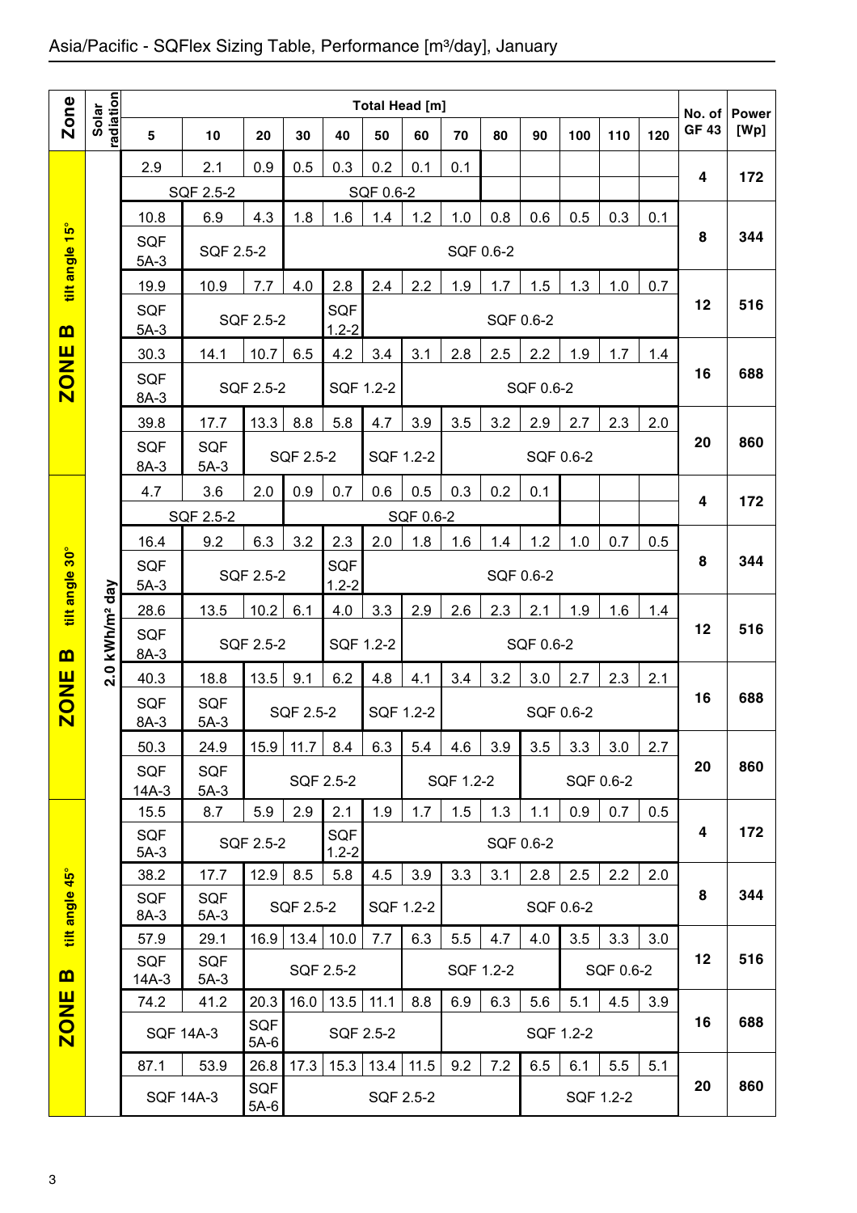# Asia/Pacific - SQFlex Sizing Table, Performance [m³/day], January

| Zone | Solar radiation | Total Head [m] 5 | 10 | 20 | 30 | 40 | 50 | 60 | 70 | 80 | 90 | 100 | 110 | 120 | No. of GF 43 | Power [Wp] |
|---|---|---|---|---|---|---|---|---|---|---|---|---|---|---|---|---|
| ZONE B tilt angle 15° | 2.0 kWh/m² day | 2.9 | 2.1 | 0.9 | 0.5 | 0.3 | 0.2 | 0.1 | 0.1 | | | | | | 4 | 172 |
| | | SQF 2.5-2 | | | SQF 0.6-2 | | | | | | | | | | | |
| | | 10.8 | 6.9 | 4.3 | 1.8 | 1.6 | 1.4 | 1.2 | 1.0 | 0.8 | 0.6 | 0.5 | 0.3 | 0.1 | 8 | 344 |
| | | SQF 5A-3 | SQF 2.5-2 | | SQF 0.6-2 | | | | | | | | | | | |
| | | 19.9 | 10.9 | 7.7 | 4.0 | 2.8 | 2.4 | 2.2 | 1.9 | 1.7 | 1.5 | 1.3 | 1.0 | 0.7 | 12 | 516 |
| | | SQF 5A-3 | SQF 2.5-2 | | | SQF 1.2-2 | SQF 0.6-2 | | | | | | | | | |
| | | 30.3 | 14.1 | 10.7 | 6.5 | 4.2 | 3.4 | 3.1 | 2.8 | 2.5 | 2.2 | 1.9 | 1.7 | 1.4 | 16 | 688 |
| | | SQF 8A-3 | SQF 2.5-2 | | | SQF 1.2-2 | | SQF 0.6-2 | | | | | | | | |
| | | 39.8 | 17.7 | 13.3 | 8.8 | 5.8 | 4.7 | 3.9 | 3.5 | 3.2 | 2.9 | 2.7 | 2.3 | 2.0 | 20 | 860 |
| | | SQF 8A-3 | SQF 5A-3 | SQF 2.5-2 | | | SQF 1.2-2 | | SQF 0.6-2 | | | | | | | |
| ZONE B tilt angle 30° | 2.0 kWh/m² day | 4.7 | 3.6 | 2.0 | 0.9 | 0.7 | 0.6 | 0.5 | 0.3 | 0.2 | 0.1 | | | | 4 | 172 |
| | | SQF 2.5-2 | | | SQF 0.6-2 | | | | | | | | | | | |
| | | 16.4 | 9.2 | 6.3 | 3.2 | 2.3 | 2.0 | 1.8 | 1.6 | 1.4 | 1.2 | 1.0 | 0.7 | 0.5 | 8 | 344 |
| | | SQF 5A-3 | SQF 2.5-2 | | | SQF 1.2-2 | SQF 0.6-2 | | | | | | | | | |
| | | 28.6 | 13.5 | 10.2 | 6.1 | 4.0 | 3.3 | 2.9 | 2.6 | 2.3 | 2.1 | 1.9 | 1.6 | 1.4 | 12 | 516 |
| | | SQF 8A-3 | SQF 2.5-2 | | | SQF 1.2-2 | | SQF 0.6-2 | | | | | | | | |
| | | 40.3 | 18.8 | 13.5 | 9.1 | 6.2 | 4.8 | 4.1 | 3.4 | 3.2 | 3.0 | 2.7 | 2.3 | 2.1 | 16 | 688 |
| | | SQF 8A-3 | SQF 5A-3 | SQF 2.5-2 | | | SQF 1.2-2 | | SQF 0.6-2 | | | | | | | |
| | | 50.3 | 24.9 | 15.9 | 11.7 | 8.4 | 6.3 | 5.4 | 4.6 | 3.9 | 3.5 | 3.3 | 3.0 | 2.7 | 20 | 860 |
| | | SQF 14A-3 | SQF 5A-3 | SQF 2.5-2 | | | | SQF 1.2-2 | | | SQF 0.6-2 | | | | | |
| ZONE B tilt angle 45° | 2.0 kWh/m² day | 15.5 | 8.7 | 5.9 | 2.9 | 2.1 | 1.9 | 1.7 | 1.5 | 1.3 | 1.1 | 0.9 | 0.7 | 0.5 | 4 | 172 |
| | | SQF 5A-3 | SQF 2.5-2 | | | SQF 1.2-2 | SQF 0.6-2 | | | | | | | | | |
| | | 38.2 | 17.7 | 12.9 | 8.5 | 5.8 | 4.5 | 3.9 | 3.3 | 3.1 | 2.8 | 2.5 | 2.2 | 2.0 | 8 | 344 |
| | | SQF 8A-3 | SQF 5A-3 | SQF 2.5-2 | | | SQF 1.2-2 | | SQF 0.6-2 | | | | | | | |
| | | 57.9 | 29.1 | 16.9 | 13.4 | 10.0 | 7.7 | 6.3 | 5.5 | 4.7 | 4.0 | 3.5 | 3.3 | 3.0 | 12 | 516 |
| | | SQF 14A-3 | SQF 5A-3 | SQF 2.5-2 | | | | SQF 1.2-2 | | | | SQF 0.6-2 | | | | |
| | | 74.2 | 41.2 | 20.3 | 16.0 | 13.5 | 11.1 | 8.8 | 6.9 | 6.3 | 5.6 | 5.1 | 4.5 | 3.9 | 16 | 688 |
| | | SQF 14A-3 | | SQF 5A-6 | SQF 2.5-2 | | | | SQF 1.2-2 | | | | | | | |
| | | 87.1 | 53.9 | 26.8 | 17.3 | 15.3 | 13.4 | 11.5 | 9.2 | 7.2 | 6.5 | 6.1 | 5.5 | 5.1 | 20 | 860 |
| | | SQF 14A-3 | | SQF 5A-6 | SQF 2.5-2 | | | | | | SQF 1.2-2 | | | | | |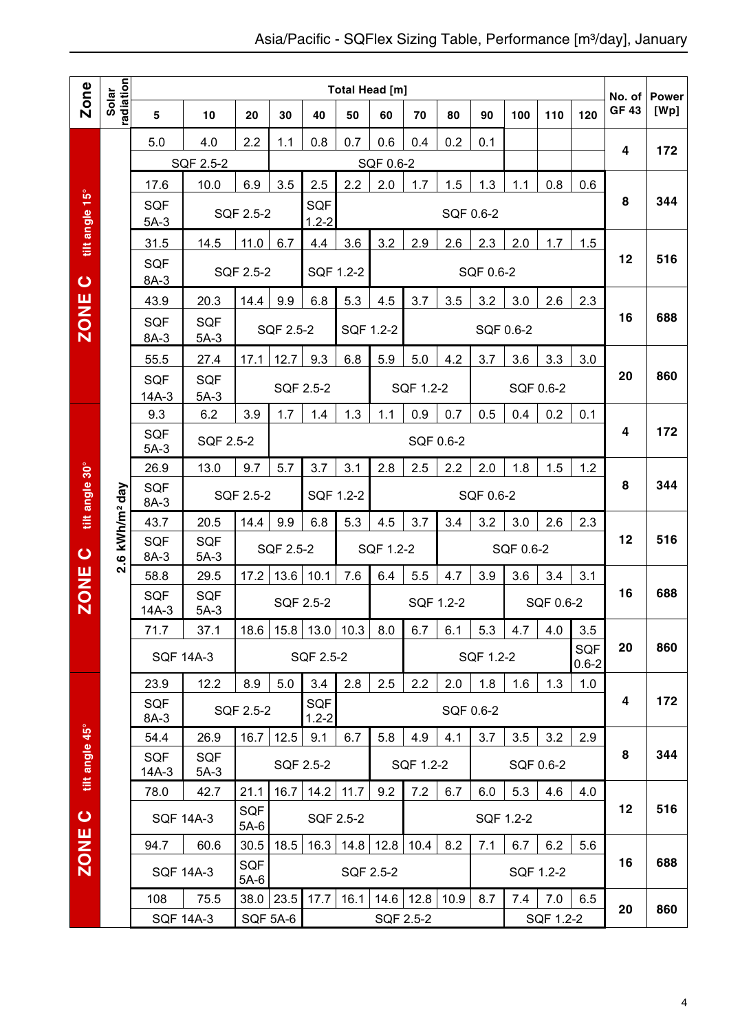# Asia/Pacific - SQFlex Sizing Table, Performance [m³/day], January

| Zone | Solar radiation | Total Head [m] 5 | 10 | 20 | 30 | 40 | 50 | 60 | 70 | 80 | 90 | 100 | 110 | 120 | No. of GF 43 | Power [Wp] |
|---|---|---|---|---|---|---|---|---|---|---|---|---|---|---|---|---|
| ZONE C tilt angle 15° | 2.6 kWh/m² day | 5.0 | 4.0 | 2.2 | 1.1 | 0.8 | 0.7 | 0.6 | 0.4 | 0.2 | 0.1 | | | | 4 | 172 |
| | | SQF 2.5-2 | | | SQF 0.6-2 | | | | | | | | | | | |
| | | 17.6 | 10.0 | 6.9 | 3.5 | 2.5 | 2.2 | 2.0 | 1.7 | 1.5 | 1.3 | 1.1 | 0.8 | 0.6 | 8 | 344 |
| | | SQF 5A-3 | SQF 2.5-2 | | | SQF 1.2-2 | SQF 0.6-2 | | | | | | | | | |
| | | 31.5 | 14.5 | 11.0 | 6.7 | 4.4 | 3.6 | 3.2 | 2.9 | 2.6 | 2.3 | 2.0 | 1.7 | 1.5 | 12 | 516 |
| | | SQF 8A-3 | SQF 2.5-2 | | | SQF 1.2-2 | | SQF 0.6-2 | | | | | | | | |
| | | 43.9 | 20.3 | 14.4 | 9.9 | 6.8 | 5.3 | 4.5 | 3.7 | 3.5 | 3.2 | 3.0 | 2.6 | 2.3 | 16 | 688 |
| | | SQF 8A-3 | SQF 5A-3 | SQF 2.5-2 | | | SQF 1.2-2 | | SQF 0.6-2 | | | | | | | |
| | | 55.5 | 27.4 | 17.1 | 12.7 | 9.3 | 6.8 | 5.9 | 5.0 | 4.2 | 3.7 | 3.6 | 3.3 | 3.0 | 20 | 860 |
| | | SQF 14A-3 | SQF 5A-3 | SQF 2.5-2 | | | | SQF 1.2-2 | | | SQF 0.6-2 | | | | | |
| ZONE C tilt angle 30° | | 9.3 | 6.2 | 3.9 | 1.7 | 1.4 | 1.3 | 1.1 | 0.9 | 0.7 | 0.5 | 0.4 | 0.2 | 0.1 | 4 | 172 |
| | | SQF 5A-3 | SQF 2.5-2 | | SQF 0.6-2 | | | | | | | | | | | |
| | | 26.9 | 13.0 | 9.7 | 5.7 | 3.7 | 3.1 | 2.8 | 2.5 | 2.2 | 2.0 | 1.8 | 1.5 | 1.2 | 8 | 344 |
| | | SQF 8A-3 | SQF 2.5-2 | | | SQF 1.2-2 | | SQF 0.6-2 | | | | | | | | |
| | | 43.7 | 20.5 | 14.4 | 9.9 | 6.8 | 5.3 | 4.5 | 3.7 | 3.4 | 3.2 | 3.0 | 2.6 | 2.3 | 12 | 516 |
| | | SQF 8A-3 | SQF 5A-3 | SQF 2.5-2 | | | SQF 1.2-2 | | | SQF 0.6-2 | | | | | | |
| | | 58.8 | 29.5 | 17.2 | 13.6 | 10.1 | 7.6 | 6.4 | 5.5 | 4.7 | 3.9 | 3.6 | 3.4 | 3.1 | 16 | 688 |
| | | SQF 14A-3 | SQF 5A-3 | SQF 2.5-2 | | | | SQF 1.2-2 | | | | SQF 0.6-2 | | | | |
| | | 71.7 | 37.1 | 18.6 | 15.8 | 13.0 | 10.3 | 8.0 | 6.7 | 6.1 | 5.3 | 4.7 | 4.0 | 3.5 | 20 | 860 |
| | | SQF 14A-3 | | SQF 2.5-2 | | | | | SQF 1.2-2 | | | | | SQF 0.6-2 | | |
| ZONE C tilt angle 45° | | 23.9 | 12.2 | 8.9 | 5.0 | 3.4 | 2.8 | 2.5 | 2.2 | 2.0 | 1.8 | 1.6 | 1.3 | 1.0 | 4 | 172 |
| | | SQF 8A-3 | SQF 2.5-2 | | | SQF 1.2-2 | SQF 0.6-2 | | | | | | | | | |
| | | 54.4 | 26.9 | 16.7 | 12.5 | 9.1 | 6.7 | 5.8 | 4.9 | 4.1 | 3.7 | 3.5 | 3.2 | 2.9 | 8 | 344 |
| | | SQF 14A-3 | SQF 5A-3 | SQF 2.5-2 | | | | SQF 1.2-2 | | | SQF 0.6-2 | | | | | |
| | | 78.0 | 42.7 | 21.1 | 16.7 | 14.2 | 11.7 | 9.2 | 7.2 | 6.7 | 6.0 | 5.3 | 4.6 | 4.0 | 12 | 516 |
| | | SQF 14A-3 | | SQF 5A-6 | SQF 2.5-2 | | | | SQF 1.2-2 | | | | | | | |
| | | 94.7 | 60.6 | 30.5 | 18.5 | 16.3 | 14.8 | 12.8 | 10.4 | 8.2 | 7.1 | 6.7 | 6.2 | 5.6 | 16 | 688 |
| | | SQF 14A-3 | | SQF 5A-6 | SQF 2.5-2 | | | | | | SQF 1.2-2 | | | | | |
| | | 108 | 75.5 | 38.0 | 23.5 | 17.7 | 16.1 | 14.6 | 12.8 | 10.9 | 8.7 | 7.4 | 7.0 | 6.5 | 20 | 860 |
| | | SQF 14A-3 | | SQF 5A-6 | | SQF 2.5-2 | | | | | | SQF 1.2-2 | | | | |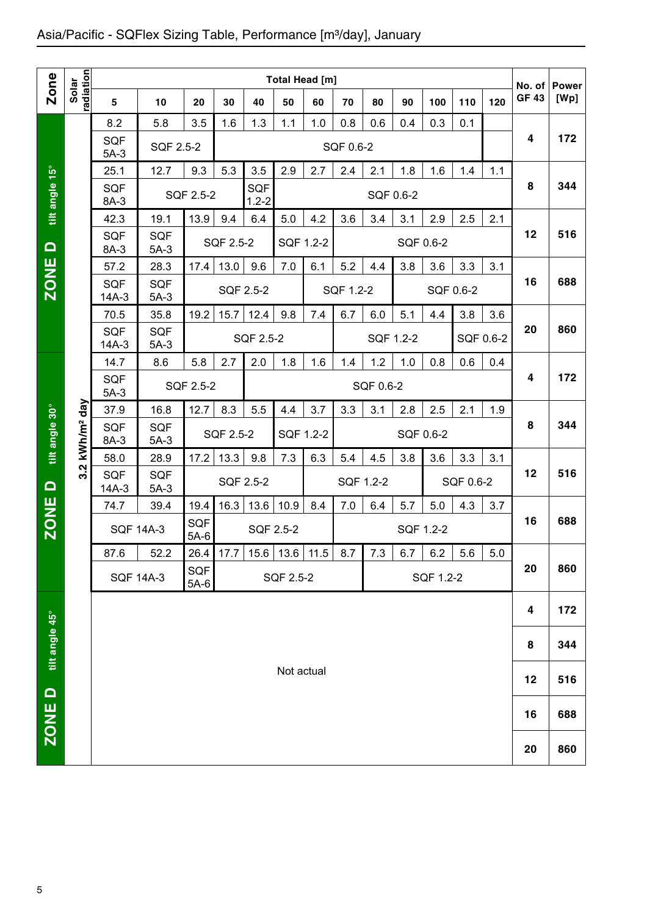## Asia/Pacific - SQFlex Sizing Table, Performance [m³/day], January

| Zone | Solar radiation | 5 | 10 | 20 | 30 | 40 | 50 | 60 | 70 | 80 | 90 | 100 | 110 | 120 | No. of GF 43 | Power [Wp] |
|---|---|---|---|---|---|---|---|---|---|---|---|---|---|---|---|---|
| | | Total Head [m] | | | | | | | | | | | | | | |
| ZONE D tilt angle 15° | 3.2 kWh/m² day | 8.2 | 5.8 | 3.5 | 1.6 | 1.3 | 1.1 | 1.0 | 0.8 | 0.6 | 0.4 | 0.3 | 0.1 | | 4 | 172 |
| | | SQF 5A-3 | SQF 2.5-2 | | SQF 0.6-2 | | | | | | | | | | | |
| | | 25.1 | 12.7 | 9.3 | 5.3 | 3.5 | 2.9 | 2.7 | 2.4 | 2.1 | 1.8 | 1.6 | 1.4 | 1.1 | 8 | 344 |
| | | SQF 8A-3 | SQF 2.5-2 | | | SQF 1.2-2 | SQF 0.6-2 | | | | | | | | | |
| | | 42.3 | 19.1 | 13.9 | 9.4 | 6.4 | 5.0 | 4.2 | 3.6 | 3.4 | 3.1 | 2.9 | 2.5 | 2.1 | 12 | 516 |
| | | SQF 8A-3 | SQF 5A-3 | SQF 2.5-2 | | | SQF 1.2-2 | | SQF 0.6-2 | | | | | | | |
| | | 57.2 | 28.3 | 17.4 | 13.0 | 9.6 | 7.0 | 6.1 | 5.2 | 4.4 | 3.8 | 3.6 | 3.3 | 3.1 | 16 | 688 |
| | | SQF 14A-3 | SQF 5A-3 | SQF 2.5-2 | | | | SQF 1.2-2 | | | SQF 0.6-2 | | | | | |
| | | 70.5 | 35.8 | 19.2 | 15.7 | 12.4 | 9.8 | 7.4 | 6.7 | 6.0 | 5.1 | 4.4 | 3.8 | 3.6 | 20 | 860 |
| | | SQF 14A-3 | SQF 5A-3 | SQF 2.5-2 | | | | | SQF 1.2-2 | | | | SQF 0.6-2 | | | |
| ZONE D tilt angle 30° | 3.2 kWh/m² day | 14.7 | 8.6 | 5.8 | 2.7 | 2.0 | 1.8 | 1.6 | 1.4 | 1.2 | 1.0 | 0.8 | 0.6 | 0.4 | 4 | 172 |
| | | SQF 5A-3 | SQF 2.5-2 | | | SQF 0.6-2 | | | | | | | | | | |
| | | 37.9 | 16.8 | 12.7 | 8.3 | 5.5 | 4.4 | 3.7 | 3.3 | 3.1 | 2.8 | 2.5 | 2.1 | 1.9 | 8 | 344 |
| | | SQF 8A-3 | SQF 5A-3 | SQF 2.5-2 | | | SQF 1.2-2 | | SQF 0.6-2 | | | | | | | |
| | | 58.0 | 28.9 | 17.2 | 13.3 | 9.8 | 7.3 | 6.3 | 5.4 | 4.5 | 3.8 | 3.6 | 3.3 | 3.1 | 12 | 516 |
| | | SQF 14A-3 | SQF 5A-3 | SQF 2.5-2 | | | | SQF 1.2-2 | | | | SQF 0.6-2 | | | | |
| | | 74.7 | 39.4 | 19.4 | 16.3 | 13.6 | 10.9 | 8.4 | 7.0 | 6.4 | 5.7 | 5.0 | 4.3 | 3.7 | 16 | 688 |
| | | SQF 14A-3 | | SQF 5A-6 | SQF 2.5-2 | | | | SQF 1.2-2 | | | | | | | |
| | | 87.6 | 52.2 | 26.4 | 17.7 | 15.6 | 13.6 | 11.5 | 8.7 | 7.3 | 6.7 | 6.2 | 5.6 | 5.0 | 20 | 860 |
| | | SQF 14A-3 | | SQF 5A-6 | SQF 2.5-2 | | | | | SQF 1.2-2 | | | | | | |
| ZONE D tilt angle 45° | | Not actual | | | | | | | | | | | | | 4 | 172 |
| | | | | | | | | | | | | | | | 8 | 344 |
| | | | | | | | | | | | | | | | 12 | 516 |
| | | | | | | | | | | | | | | | 16 | 688 |
| | | | | | | | | | | | | | | | 20 | 860 |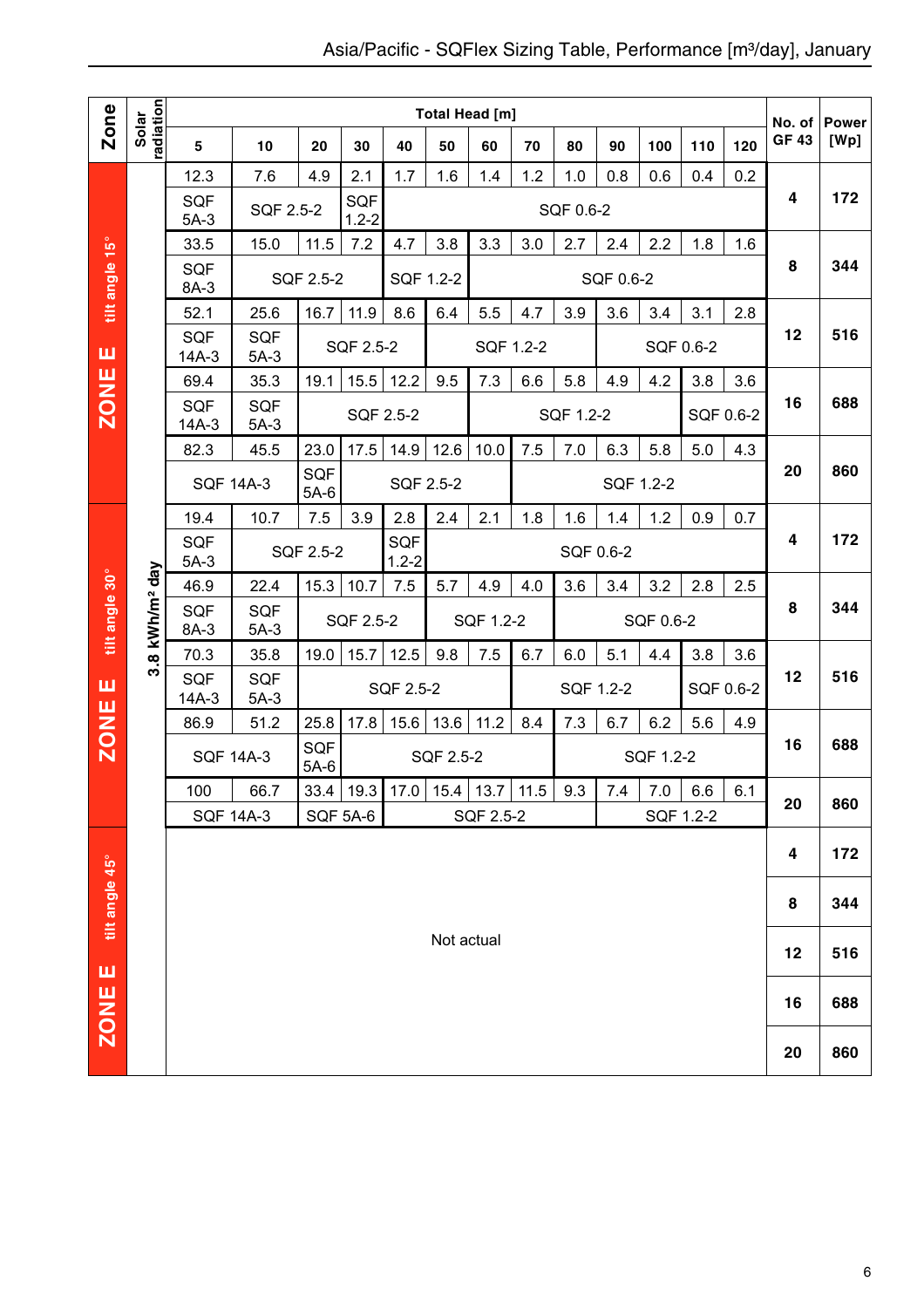## Asia/Pacific - SQFlex Sizing Table, Performance [m³/day], January

| Zone | Solar radiation | Total Head [m] | | | | | | | | | | | | | No. of GF 43 | Power [Wp] |
|---|---|---|---|---|---|---|---|---|---|---|---|---|---|---|---|---|
| | | 5 | 10 | 20 | 30 | 40 | 50 | 60 | 70 | 80 | 90 | 100 | 110 | 120 | | |
| ZONE E tilt angle 15° | 3.8 kWh/m² day | 12.3 | 7.6 | 4.9 | 2.1 | 1.7 | 1.6 | 1.4 | 1.2 | 1.0 | 0.8 | 0.6 | 0.4 | 0.2 | 4 | 172 |
| | | SQF 5A-3 | SQF 2.5-2 | | SQF 1.2-2 | SQF 0.6-2 | | | | | | | | | | |
| | | 33.5 | 15.0 | 11.5 | 7.2 | 4.7 | 3.8 | 3.3 | 3.0 | 2.7 | 2.4 | 2.2 | 1.8 | 1.6 | 8 | 344 |
| | | SQF 8A-3 | SQF 2.5-2 | | | SQF 1.2-2 | | SQF 0.6-2 | | | | | | | | |
| | | 52.1 | 25.6 | 16.7 | 11.9 | 8.6 | 6.4 | 5.5 | 4.7 | 3.9 | 3.6 | 3.4 | 3.1 | 2.8 | 12 | 516 |
| | | SQF 14A-3 | SQF 5A-3 | SQF 2.5-2 | | | SQF 1.2-2 | | | SQF 0.6-2 | | | | | | |
| | | 69.4 | 35.3 | 19.1 | 15.5 | 12.2 | 9.5 | 7.3 | 6.6 | 5.8 | 4.9 | 4.2 | 3.8 | 3.6 | 16 | 688 |
| | | SQF 14A-3 | SQF 5A-3 | SQF 2.5-2 | | | | SQF 1.2-2 | | | | | SQF 0.6-2 | | | |
| | | 82.3 | 45.5 | 23.0 | 17.5 | 14.9 | 12.6 | 10.0 | 7.5 | 7.0 | 6.3 | 5.8 | 5.0 | 4.3 | 20 | 860 |
| | | SQF 14A-3 | | SQF 5A-6 | SQF 2.5-2 | | | | SQF 1.2-2 | | | | | | | |
| ZONE E tilt angle 30° | 3.8 kWh/m² day | 19.4 | 10.7 | 7.5 | 3.9 | 2.8 | 2.4 | 2.1 | 1.8 | 1.6 | 1.4 | 1.2 | 0.9 | 0.7 | 4 | 172 |
| | | SQF 5A-3 | SQF 2.5-2 | | | SQF 1.2-2 | SQF 0.6-2 | | | | | | | | | |
| | | 46.9 | 22.4 | 15.3 | 10.7 | 7.5 | 5.7 | 4.9 | 4.0 | 3.6 | 3.4 | 3.2 | 2.8 | 2.5 | 8 | 344 |
| | | SQF 8A-3 | SQF 5A-3 | SQF 2.5-2 | | | SQF 1.2-2 | | | SQF 0.6-2 | | | | | | |
| | | 70.3 | 35.8 | 19.0 | 15.7 | 12.5 | 9.8 | 7.5 | 6.7 | 6.0 | 5.1 | 4.4 | 3.8 | 3.6 | 12 | 516 |
| | | SQF 14A-3 | SQF 5A-3 | SQF 2.5-2 | | | | | SQF 1.2-2 | | | | SQF 0.6-2 | | | |
| | | 86.9 | 51.2 | 25.8 | 17.8 | 15.6 | 13.6 | 11.2 | 8.4 | 7.3 | 6.7 | 6.2 | 5.6 | 4.9 | 16 | 688 |
| | | SQF 14A-3 | | SQF 5A-6 | SQF 2.5-2 | | | | | SQF 1.2-2 | | | | | | |
| | | 100 | 66.7 | 33.4 | 19.3 | 17.0 | 15.4 | 13.7 | 11.5 | 9.3 | 7.4 | 7.0 | 6.6 | 6.1 | 20 | 860 |
| | | SQF 14A-3 | | SQF 5A-6 | | SQF 2.5-2 | | | | | SQF 1.2-2 | | | | | |
| ZONE E tilt angle 45° | | Not actual | | | | | | | | | | | | | 4 | 172 |
| | | | | | | | | | | | | | | | 8 | 344 |
| | | | | | | | | | | | | | | | 12 | 516 |
| | | | | | | | | | | | | | | | 16 | 688 |
| | | | | | | | | | | | | | | | 20 | 860 |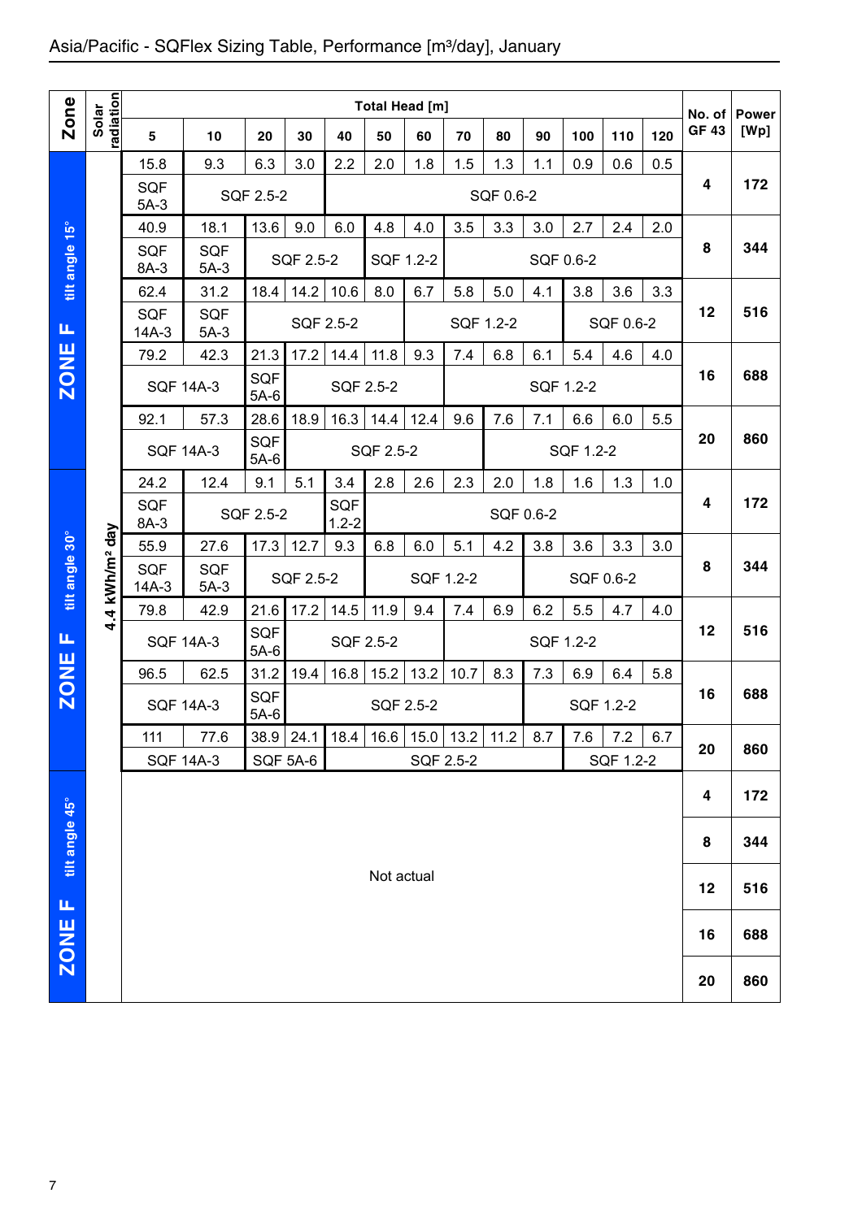## Asia/Pacific - SQFlex Sizing Table, Performance [m³/day], January

| Zone | Solar radiation | 5 | 10 | 20 | 30 | 40 | 50 | 60 | 70 | 80 | 90 | 100 | 110 | 120 | No. of GF 43 | Power [Wp] |
|---|---|---|---|---|---|---|---|---|---|---|---|---|---|---|---|---|
| | | Total Head [m] | | | | | | | | | | | | | | |
| ZONE F tilt angle 15° | 4.4 kWh/m² day | 15.8 | 9.3 | 6.3 | 3.0 | 2.2 | 2.0 | 1.8 | 1.5 | 1.3 | 1.1 | 0.9 | 0.6 | 0.5 | 4 | 172 |
| | | SQF 5A-3 | SQF 2.5-2 | | | SQF 0.6-2 | | | | | | | | | | |
| | | 40.9 | 18.1 | 13.6 | 9.0 | 6.0 | 4.8 | 4.0 | 3.5 | 3.3 | 3.0 | 2.7 | 2.4 | 2.0 | 8 | 344 |
| | | SQF 8A-3 | SQF 5A-3 | SQF 2.5-2 | | | SQF 1.2-2 | | SQF 0.6-2 | | | | | | | |
| | | 62.4 | 31.2 | 18.4 | 14.2 | 10.6 | 8.0 | 6.7 | 5.8 | 5.0 | 4.1 | 3.8 | 3.6 | 3.3 | 12 | 516 |
| | | SQF 14A-3 | SQF 5A-3 | SQF 2.5-2 | | | | SQF 1.2-2 | | | | SQF 0.6-2 | | | | |
| | | 79.2 | 42.3 | 21.3 | 17.2 | 14.4 | 11.8 | 9.3 | 7.4 | 6.8 | 6.1 | 5.4 | 4.6 | 4.0 | 16 | 688 |
| | | SQF 14A-3 | | SQF 5A-6 | SQF 2.5-2 | | | | SQF 1.2-2 | | | | | | | |
| | | 92.1 | 57.3 | 28.6 | 18.9 | 16.3 | 14.4 | 12.4 | 9.6 | 7.6 | 7.1 | 6.6 | 6.0 | 5.5 | 20 | 860 |
| | | SQF 14A-3 | | SQF 5A-6 | SQF 2.5-2 | | | | | SQF 1.2-2 | | | | | | |
| ZONE F tilt angle 30° | 4.4 kWh/m² day | 24.2 | 12.4 | 9.1 | 5.1 | 3.4 | 2.8 | 2.6 | 2.3 | 2.0 | 1.8 | 1.6 | 1.3 | 1.0 | 4 | 172 |
| | | SQF 8A-3 | SQF 2.5-2 | | | SQF 1.2-2 | SQF 0.6-2 | | | | | | | | | |
| | | 55.9 | 27.6 | 17.3 | 12.7 | 9.3 | 6.8 | 6.0 | 5.1 | 4.2 | 3.8 | 3.6 | 3.3 | 3.0 | 8 | 344 |
| | | SQF 14A-3 | SQF 5A-3 | SQF 2.5-2 | | | SQF 1.2-2 | | | | SQF 0.6-2 | | | | | |
| | | 79.8 | 42.9 | 21.6 | 17.2 | 14.5 | 11.9 | 9.4 | 7.4 | 6.9 | 6.2 | 5.5 | 4.7 | 4.0 | 12 | 516 |
| | | SQF 14A-3 | | SQF 5A-6 | SQF 2.5-2 | | | | SQF 1.2-2 | | | | | | | |
| | | 96.5 | 62.5 | 31.2 | 19.4 | 16.8 | 15.2 | 13.2 | 10.7 | 8.3 | 7.3 | 6.9 | 6.4 | 5.8 | 16 | 688 |
| | | SQF 14A-3 | | SQF 5A-6 | SQF 2.5-2 | | | | | | SQF 1.2-2 | | | | | |
| | | 111 | 77.6 | 38.9 | 24.1 | 18.4 | 16.6 | 15.0 | 13.2 | 11.2 | 8.7 | 7.6 | 7.2 | 6.7 | 20 | 860 |
| | | SQF 14A-3 | | SQF 5A-6 | | SQF 2.5-2 | | | | | | SQF 1.2-2 | | | | |
| ZONE F tilt angle 45° | 4.4 kWh/m² day | Not actual | | | | | | | | | | | | | 4 | 172 |
| | | | | | | | | | | | | | | | 8 | 344 |
| | | | | | | | | | | | | | | | 12 | 516 |
| | | | | | | | | | | | | | | | 16 | 688 |
| | | | | | | | | | | | | | | | 20 | 860 |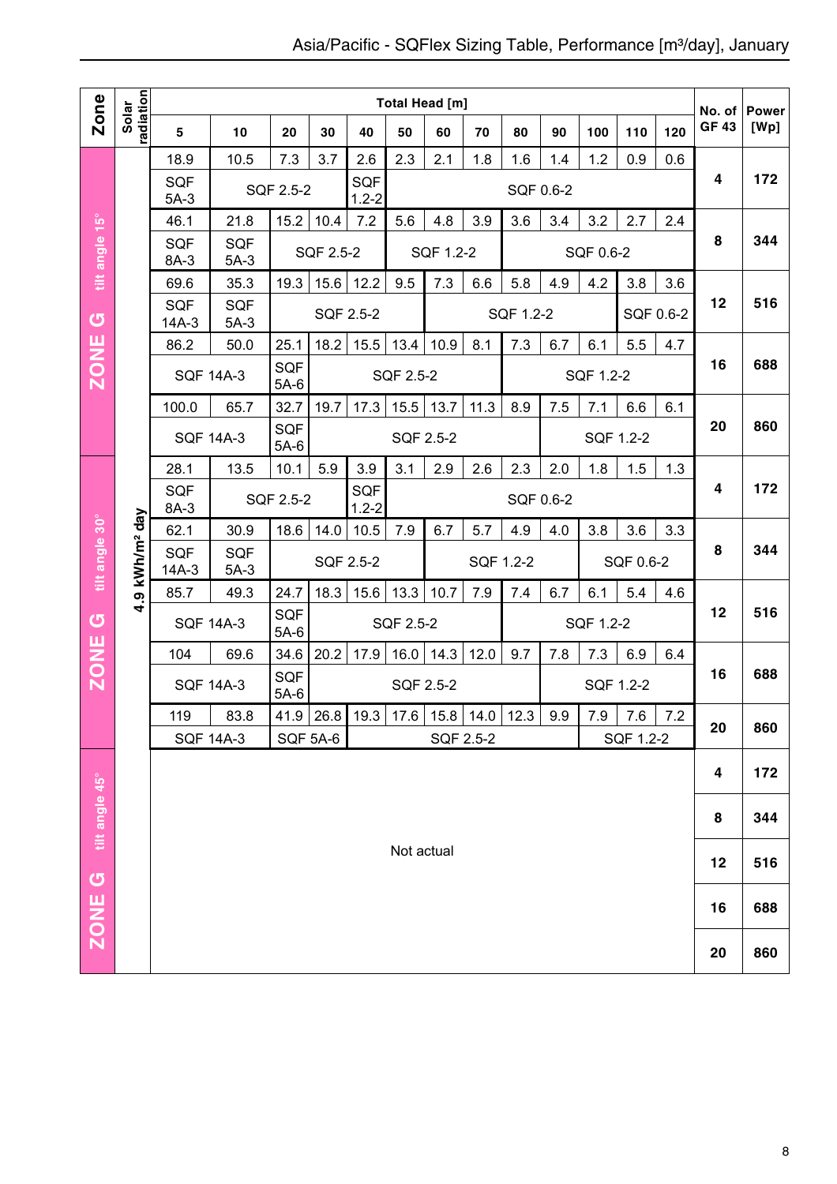# Asia/Pacific - SQFlex Sizing Table, Performance [m³/day], January

| Zone | Solar radiation | Total Head [m] | | | | | | | | | | | | | No. of GF 43 | Power [Wp] |
|---|---|---|---|---|---|---|---|---|---|---|---|---|---|---|---|---|
| | | 5 | 10 | 20 | 30 | 40 | 50 | 60 | 70 | 80 | 90 | 100 | 110 | 120 | | |
| ZONE G tilt angle 15° | 4.9 kWh/m² day | 18.9 | 10.5 | 7.3 | 3.7 | 2.6 | 2.3 | 2.1 | 1.8 | 1.6 | 1.4 | 1.2 | 0.9 | 0.6 | 4 | 172 |
| | | SQF 5A-3 | SQF 2.5-2 | | | SQF 1.2-2 | SQF 0.6-2 | | | | | | | | | |
| | | 46.1 | 21.8 | 15.2 | 10.4 | 7.2 | 5.6 | 4.8 | 3.9 | 3.6 | 3.4 | 3.2 | 2.7 | 2.4 | 8 | 344 |
| | | SQF 8A-3 | SQF 5A-3 | SQF 2.5-2 | | | SQF 1.2-2 | | | SQF 0.6-2 | | | | | | |
| | | 69.6 | 35.3 | 19.3 | 15.6 | 12.2 | 9.5 | 7.3 | 6.6 | 5.8 | 4.9 | 4.2 | 3.8 | 3.6 | 12 | 516 |
| | | SQF 14A-3 | SQF 5A-3 | SQF 2.5-2 | | | | SQF 1.2-2 | | | | | SQF 0.6-2 | | | |
| | | 86.2 | 50.0 | 25.1 | 18.2 | 15.5 | 13.4 | 10.9 | 8.1 | 7.3 | 6.7 | 6.1 | 5.5 | 4.7 | 16 | 688 |
| | | SQF 14A-3 | | SQF 5A-6 | SQF 2.5-2 | | | | | SQF 1.2-2 | | | | | | |
| | | 100.0 | 65.7 | 32.7 | 19.7 | 17.3 | 15.5 | 13.7 | 11.3 | 8.9 | 7.5 | 7.1 | 6.6 | 6.1 | 20 | 860 |
| | | SQF 14A-3 | | SQF 5A-6 | SQF 2.5-2 | | | | | | SQF 1.2-2 | | | | | |
| ZONE G tilt angle 30° | 4.9 kWh/m² day | 28.1 | 13.5 | 10.1 | 5.9 | 3.9 | 3.1 | 2.9 | 2.6 | 2.3 | 2.0 | 1.8 | 1.5 | 1.3 | 4 | 172 |
| | | SQF 8A-3 | SQF 2.5-2 | | | SQF 1.2-2 | SQF 0.6-2 | | | | | | | | | |
| | | 62.1 | 30.9 | 18.6 | 14.0 | 10.5 | 7.9 | 6.7 | 5.7 | 4.9 | 4.0 | 3.8 | 3.6 | 3.3 | 8 | 344 |
| | | SQF 14A-3 | SQF 5A-3 | SQF 2.5-2 | | | | SQF 1.2-2 | | | | SQF 0.6-2 | | | | |
| | | 85.7 | 49.3 | 24.7 | 18.3 | 15.6 | 13.3 | 10.7 | 7.9 | 7.4 | 6.7 | 6.1 | 5.4 | 4.6 | 12 | 516 |
| | | SQF 14A-3 | | SQF 5A-6 | SQF 2.5-2 | | | | | SQF 1.2-2 | | | | | | |
| | | 104 | 69.6 | 34.6 | 20.2 | 17.9 | 16.0 | 14.3 | 12.0 | 9.7 | 7.8 | 7.3 | 6.9 | 6.4 | 16 | 688 |
| | | SQF 14A-3 | | SQF 5A-6 | SQF 2.5-2 | | | | | | SQF 1.2-2 | | | | | |
| | | 119 | 83.8 | 41.9 | 26.8 | 19.3 | 17.6 | 15.8 | 14.0 | 12.3 | 9.9 | 7.9 | 7.6 | 7.2 | 20 | 860 |
| | | SQF 14A-3 | | SQF 5A-6 | | SQF 2.5-2 | | | | | | SQF 1.2-2 | | | | |
| ZONE G tilt angle 45° | | Not actual | | | | | | | | | | | | | 4 | 172 |
| | | | | | | | | | | | | | | | 8 | 344 |
| | | | | | | | | | | | | | | | 12 | 516 |
| | | | | | | | | | | | | | | | 16 | 688 |
| | | | | | | | | | | | | | | | 20 | 860 |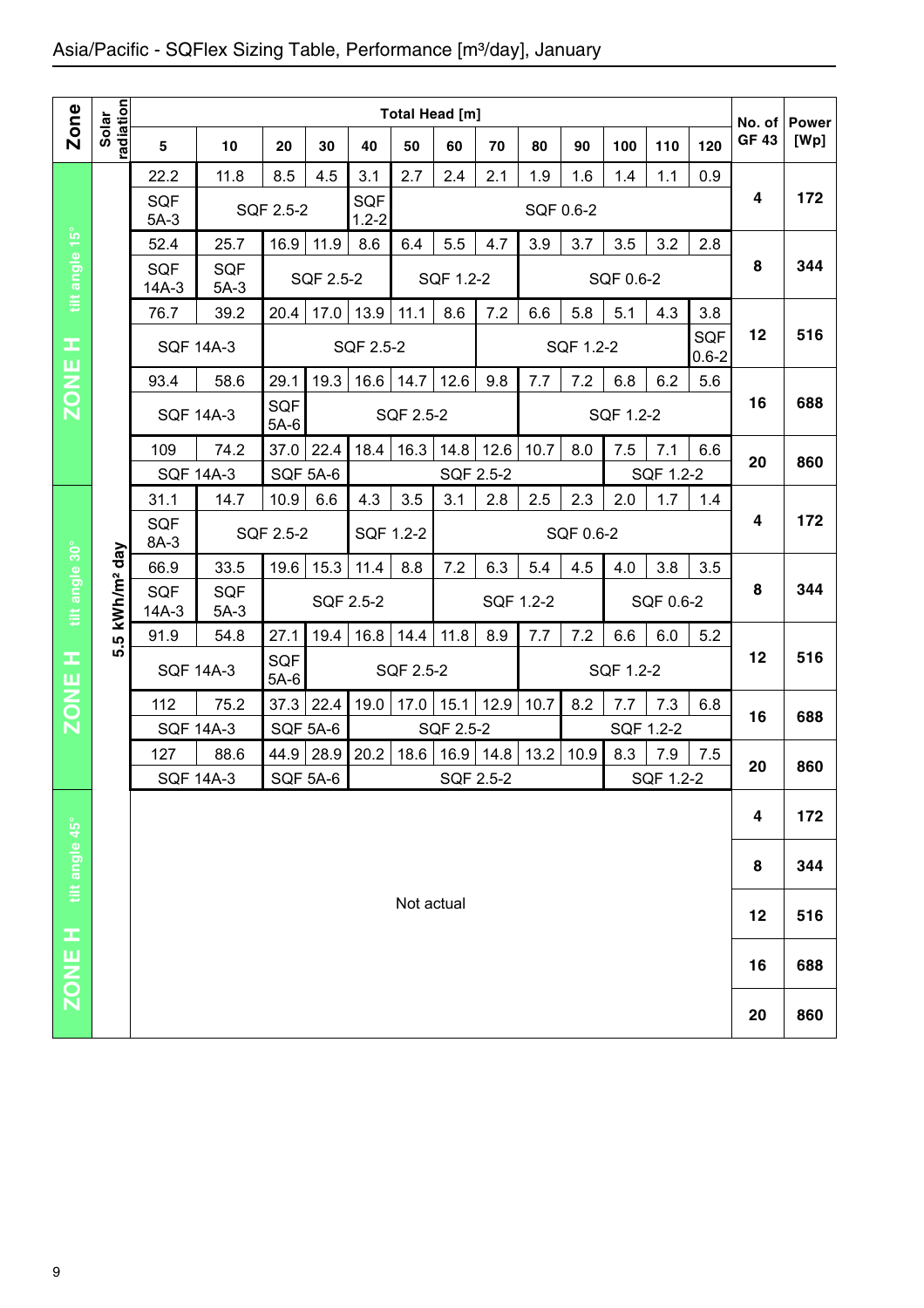# Asia/Pacific - SQFlex Sizing Table, Performance [m³/day], January

| Zone | Solar radiation | Total Head [m] 5 | 10 | 20 | 30 | 40 | 50 | 60 | 70 | 80 | 90 | 100 | 110 | 120 | No. of GF 43 | Power [Wp] |
|---|---|---|---|---|---|---|---|---|---|---|---|---|---|---|---|---|
| ZONE H tilt angle 15° | 5.5 kWh/m² day | 22.2 | 11.8 | 8.5 | 4.5 | 3.1 | 2.7 | 2.4 | 2.1 | 1.9 | 1.6 | 1.4 | 1.1 | 0.9 | 4 | 172 |
| | | SQF 5A-3 | SQF 2.5-2 | | | SQF 1.2-2 | SQF 0.6-2 | | | | | | | | | |
| | | 52.4 | 25.7 | 16.9 | 11.9 | 8.6 | 6.4 | 5.5 | 4.7 | 3.9 | 3.7 | 3.5 | 3.2 | 2.8 | 8 | 344 |
| | | SQF 14A-3 | SQF 5A-3 | SQF 2.5-2 | | | SQF 1.2-2 | | | SQF 0.6-2 | | | | | | |
| | | 76.7 | 39.2 | 20.4 | 17.0 | 13.9 | 11.1 | 8.6 | 7.2 | 6.6 | 5.8 | 5.1 | 4.3 | 3.8 | 12 | 516 |
| | | SQF 14A-3 | | SQF 2.5-2 | | | | SQF 1.2-2 | | | | | | SQF 0.6-2 | | |
| | | 93.4 | 58.6 | 29.1 | 19.3 | 16.6 | 14.7 | 12.6 | 9.8 | 7.7 | 7.2 | 6.8 | 6.2 | 5.6 | 16 | 688 |
| | | SQF 14A-3 | | SQF 5A-6 | SQF 2.5-2 | | | | | SQF 1.2-2 | | | | | | |
| | | 109 | 74.2 | 37.0 | 22.4 | 18.4 | 16.3 | 14.8 | 12.6 | 10.7 | 8.0 | 7.5 | 7.1 | 6.6 | 20 | 860 |
| | | SQF 14A-3 | | SQF 5A-6 | | SQF 2.5-2 | | | | | | SQF 1.2-2 | | | | |
| ZONE H tilt angle 30° | | 31.1 | 14.7 | 10.9 | 6.6 | 4.3 | 3.5 | 3.1 | 2.8 | 2.5 | 2.3 | 2.0 | 1.7 | 1.4 | 4 | 172 |
| | | SQF 8A-3 | SQF 2.5-2 | | | SQF 1.2-2 | | SQF 0.6-2 | | | | | | | | |
| | | 66.9 | 33.5 | 19.6 | 15.3 | 11.4 | 8.8 | 7.2 | 6.3 | 5.4 | 4.5 | 4.0 | 3.8 | 3.5 | 8 | 344 |
| | | SQF 14A-3 | SQF 5A-3 | SQF 2.5-2 | | | | SQF 1.2-2 | | | | SQF 0.6-2 | | | | |
| | | 91.9 | 54.8 | 27.1 | 19.4 | 16.8 | 14.4 | 11.8 | 8.9 | 7.7 | 7.2 | 6.6 | 6.0 | 5.2 | 12 | 516 |
| | | SQF 14A-3 | | SQF 5A-6 | SQF 2.5-2 | | | | | SQF 1.2-2 | | | | | | |
| | | 112 | 75.2 | 37.3 | 22.4 | 19.0 | 17.0 | 15.1 | 12.9 | 10.7 | 8.2 | 7.7 | 7.3 | 6.8 | 16 | 688 |
| | | SQF 14A-3 | | SQF 5A-6 | | SQF 2.5-2 | | | | | SQF 1.2-2 | | | | | |
| | | 127 | 88.6 | 44.9 | 28.9 | 20.2 | 18.6 | 16.9 | 14.8 | 13.2 | 10.9 | 8.3 | 7.9 | 7.5 | 20 | 860 |
| | | SQF 14A-3 | | SQF 5A-6 | | SQF 2.5-2 | | | | | | SQF 1.2-2 | | | | |
| ZONE H tilt angle 45° | | Not actual | | | | | | | | | | | | | 4 | 172 |
| | | | | | | | | | | | | | | | 8 | 344 |
| | | | | | | | | | | | | | | | 12 | 516 |
| | | | | | | | | | | | | | | | 16 | 688 |
| | | | | | | | | | | | | | | | 20 | 860 |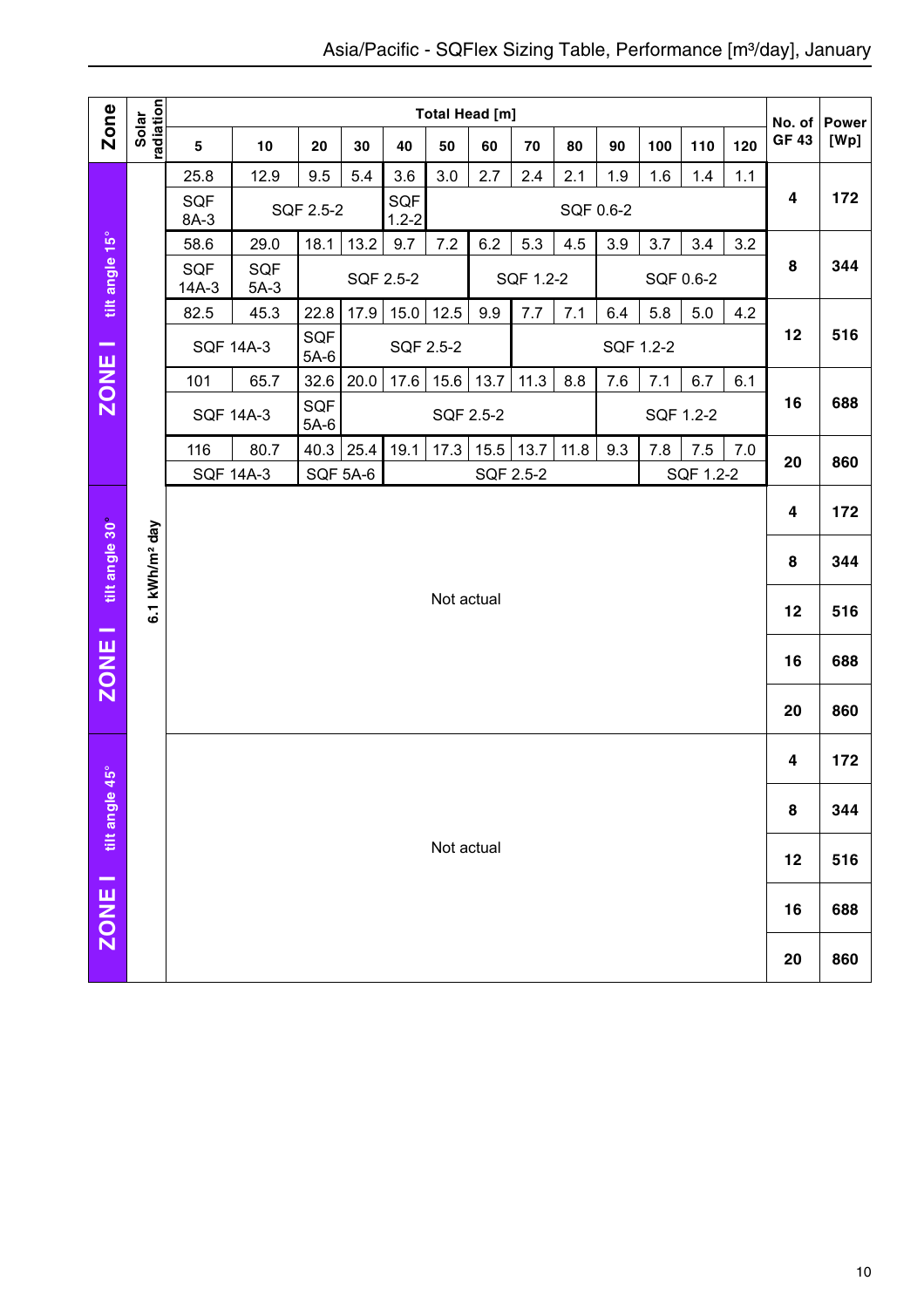# Asia/Pacific - SQFlex Sizing Table, Performance [m³/day], January

| Zone | Solar radiation | Total Head [m] | | | | | | | | | | | | | No. of GF 43 | Power [Wp] |
|---|---|---|---|---|---|---|---|---|---|---|---|---|---|---|---|---|
| | | 5 | 10 | 20 | 30 | 40 | 50 | 60 | 70 | 80 | 90 | 100 | 110 | 120 | | |
| ZONE I tilt angle 15° | 6.1 kWh/m² day | 25.8 | 12.9 | 9.5 | 5.4 | 3.6 | 3.0 | 2.7 | 2.4 | 2.1 | 1.9 | 1.6 | 1.4 | 1.1 | 4 | 172 |
| | | SQF 8A-3 | SQF 2.5-2 | | | SQF 1.2-2 | SQF 0.6-2 | | | | | | | | | |
| | | 58.6 | 29.0 | 18.1 | 13.2 | 9.7 | 7.2 | 6.2 | 5.3 | 4.5 | 3.9 | 3.7 | 3.4 | 3.2 | 8 | 344 |
| | | SQF 14A-3 | SQF 5A-3 | SQF 2.5-2 | | | | SQF 1.2-2 | | | SQF 0.6-2 | | | | | |
| | | 82.5 | 45.3 | 22.8 | 17.9 | 15.0 | 12.5 | 9.9 | 7.7 | 7.1 | 6.4 | 5.8 | 5.0 | 4.2 | 12 | 516 |
| | | SQF 14A-3 | | SQF 5A-6 | SQF 2.5-2 | | | | SQF 1.2-2 | | | | | | | |
| | | 101 | 65.7 | 32.6 | 20.0 | 17.6 | 15.6 | 13.7 | 11.3 | 8.8 | 7.6 | 7.1 | 6.7 | 6.1 | 16 | 688 |
| | | SQF 14A-3 | | SQF 5A-6 | SQF 2.5-2 | | | | | | SQF 1.2-2 | | | | | |
| | | 116 | 80.7 | 40.3 | 25.4 | 19.1 | 17.3 | 15.5 | 13.7 | 11.8 | 9.3 | 7.8 | 7.5 | 7.0 | 20 | 860 |
| | | SQF 14A-3 | | SQF 5A-6 | | SQF 2.5-2 | | | | | | SQF 1.2-2 | | | | |
| ZONE I tilt angle 30° | | Not actual | | | | | | | | | | | | | 4 | 172 |
| | | | | | | | | | | | | | | | 8 | 344 |
| | | | | | | | | | | | | | | | 12 | 516 |
| | | | | | | | | | | | | | | | 16 | 688 |
| | | | | | | | | | | | | | | | 20 | 860 |
| ZONE I tilt angle 45° | | Not actual | | | | | | | | | | | | | 4 | 172 |
| | | | | | | | | | | | | | | | 8 | 344 |
| | | | | | | | | | | | | | | | 12 | 516 |
| | | | | | | | | | | | | | | | 16 | 688 |
| | | | | | | | | | | | | | | | 20 | 860 |